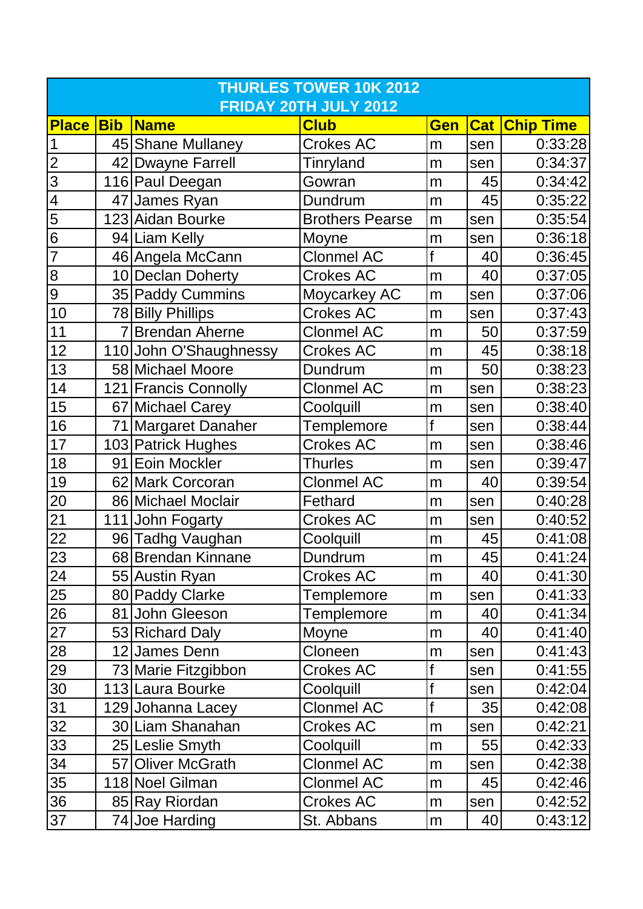## THURLES TOWER 10K 2012

### FRIDAY 20TH JULY 2012

| Place | Bib | Name | Club | Gen | Cat | Chip Time |
|---|---|---|---|---|---|---|
| 1 | 45 | Shane Mullaney | Crokes AC | m | sen | 0:33:28 |
| 2 | 42 | Dwayne Farrell | Tinryland | m | sen | 0:34:37 |
| 3 | 116 | Paul Deegan | Gowran | m | 45 | 0:34:42 |
| 4 | 47 | James Ryan | Dundrum | m | 45 | 0:35:22 |
| 5 | 123 | Aidan Bourke | Brothers Pearse | m | sen | 0:35:54 |
| 6 | 94 | Liam Kelly | Moyne | m | sen | 0:36:18 |
| 7 | 46 | Angela McCann | Clonmel AC | f | 40 | 0:36:45 |
| 8 | 10 | Declan Doherty | Crokes AC | m | 40 | 0:37:05 |
| 9 | 35 | Paddy Cummins | Moycarkey AC | m | sen | 0:37:06 |
| 10 | 78 | Billy Phillips | Crokes AC | m | sen | 0:37:43 |
| 11 | 7 | Brendan Aherne | Clonmel AC | m | 50 | 0:37:59 |
| 12 | 110 | John O'Shaughnessy | Crokes AC | m | 45 | 0:38:18 |
| 13 | 58 | Michael Moore | Dundrum | m | 50 | 0:38:23 |
| 14 | 121 | Francis Connolly | Clonmel AC | m | sen | 0:38:23 |
| 15 | 67 | Michael Carey | Coolquill | m | sen | 0:38:40 |
| 16 | 71 | Margaret Danaher | Templemore | f | sen | 0:38:44 |
| 17 | 103 | Patrick Hughes | Crokes AC | m | sen | 0:38:46 |
| 18 | 91 | Eoin Mockler | Thurles | m | sen | 0:39:47 |
| 19 | 62 | Mark Corcoran | Clonmel AC | m | 40 | 0:39:54 |
| 20 | 86 | Michael Moclair | Fethard | m | sen | 0:40:28 |
| 21 | 111 | John Fogarty | Crokes AC | m | sen | 0:40:52 |
| 22 | 96 | Tadhg Vaughan | Coolquill | m | 45 | 0:41:08 |
| 23 | 68 | Brendan Kinnane | Dundrum | m | 45 | 0:41:24 |
| 24 | 55 | Austin Ryan | Crokes AC | m | 40 | 0:41:30 |
| 25 | 80 | Paddy Clarke | Templemore | m | sen | 0:41:33 |
| 26 | 81 | John Gleeson | Templemore | m | 40 | 0:41:34 |
| 27 | 53 | Richard Daly | Moyne | m | 40 | 0:41:40 |
| 28 | 12 | James Denn | Cloneen | m | sen | 0:41:43 |
| 29 | 73 | Marie Fitzgibbon | Crokes AC | f | sen | 0:41:55 |
| 30 | 113 | Laura Bourke | Coolquill | f | sen | 0:42:04 |
| 31 | 129 | Johanna Lacey | Clonmel AC | f | 35 | 0:42:08 |
| 32 | 30 | Liam Shanahan | Crokes AC | m | sen | 0:42:21 |
| 33 | 25 | Leslie Smyth | Coolquill | m | 55 | 0:42:33 |
| 34 | 57 | Oliver McGrath | Clonmel AC | m | sen | 0:42:38 |
| 35 | 118 | Noel Gilman | Clonmel AC | m | 45 | 0:42:46 |
| 36 | 85 | Ray Riordan | Crokes AC | m | sen | 0:42:52 |
| 37 | 74 | Joe Harding | St. Abbans | m | 40 | 0:43:12 |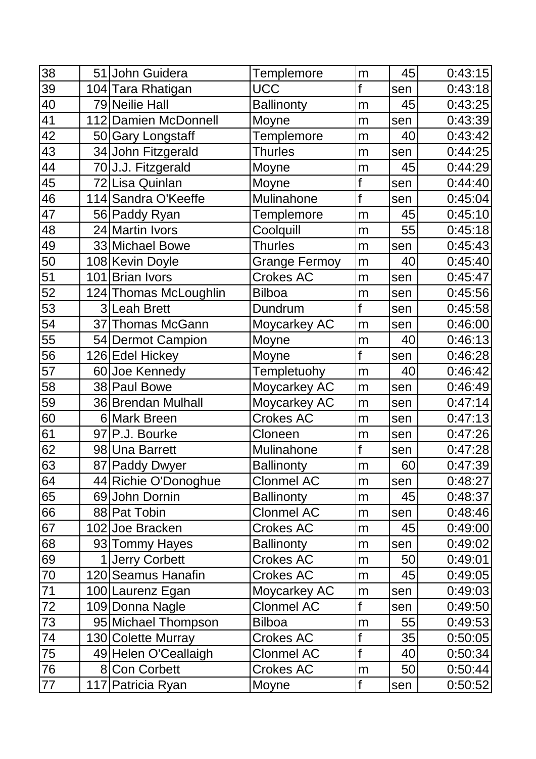| 38 | 51 | John Guidera | Templemore | m | 45 | 0:43:15 |
|---|---|---|---|---|---|---|
| 39 | 104 | Tara Rhatigan | UCC | f | sen | 0:43:18 |
| 40 | 79 | Neilie Hall | Ballinonty | m | 45 | 0:43:25 |
| 41 | 112 | Damien McDonnell | Moyne | m | sen | 0:43:39 |
| 42 | 50 | Gary Longstaff | Templemore | m | 40 | 0:43:42 |
| 43 | 34 | John Fitzgerald | Thurles | m | sen | 0:44:25 |
| 44 | 70 | J.J. Fitzgerald | Moyne | m | 45 | 0:44:29 |
| 45 | 72 | Lisa Quinlan | Moyne | f | sen | 0:44:40 |
| 46 | 114 | Sandra O'Keeffe | Mulinahone | f | sen | 0:45:04 |
| 47 | 56 | Paddy Ryan | Templemore | m | 45 | 0:45:10 |
| 48 | 24 | Martin Ivors | Coolquill | m | 55 | 0:45:18 |
| 49 | 33 | Michael Bowe | Thurles | m | sen | 0:45:43 |
| 50 | 108 | Kevin Doyle | Grange Fermoy | m | 40 | 0:45:40 |
| 51 | 101 | Brian Ivors | Crokes AC | m | sen | 0:45:47 |
| 52 | 124 | Thomas McLoughlin | Bilboa | m | sen | 0:45:56 |
| 53 | 3 | Leah Brett | Dundrum | f | sen | 0:45:58 |
| 54 | 37 | Thomas McGann | Moycarkey AC | m | sen | 0:46:00 |
| 55 | 54 | Dermot Campion | Moyne | m | 40 | 0:46:13 |
| 56 | 126 | Edel Hickey | Moyne | f | sen | 0:46:28 |
| 57 | 60 | Joe Kennedy | Templetuohy | m | 40 | 0:46:42 |
| 58 | 38 | Paul Bowe | Moycarkey AC | m | sen | 0:46:49 |
| 59 | 36 | Brendan Mulhall | Moycarkey AC | m | sen | 0:47:14 |
| 60 | 6 | Mark Breen | Crokes AC | m | sen | 0:47:13 |
| 61 | 97 | P.J. Bourke | Cloneen | m | sen | 0:47:26 |
| 62 | 98 | Una Barrett | Mulinahone | f | sen | 0:47:28 |
| 63 | 87 | Paddy Dwyer | Ballinonty | m | 60 | 0:47:39 |
| 64 | 44 | Richie O'Donoghue | Clonmel AC | m | sen | 0:48:27 |
| 65 | 69 | John Dornin | Ballinonty | m | 45 | 0:48:37 |
| 66 | 88 | Pat Tobin | Clonmel AC | m | sen | 0:48:46 |
| 67 | 102 | Joe Bracken | Crokes AC | m | 45 | 0:49:00 |
| 68 | 93 | Tommy Hayes | Ballinonty | m | sen | 0:49:02 |
| 69 | 1 | Jerry Corbett | Crokes AC | m | 50 | 0:49:01 |
| 70 | 120 | Seamus Hanafin | Crokes AC | m | 45 | 0:49:05 |
| 71 | 100 | Laurenz Egan | Moycarkey AC | m | sen | 0:49:03 |
| 72 | 109 | Donna Nagle | Clonmel AC | f | sen | 0:49:50 |
| 73 | 95 | Michael Thompson | Bilboa | m | 55 | 0:49:53 |
| 74 | 130 | Colette Murray | Crokes AC | f | 35 | 0:50:05 |
| 75 | 49 | Helen O'Ceallaigh | Clonmel AC | f | 40 | 0:50:34 |
| 76 | 8 | Con Corbett | Crokes AC | m | 50 | 0:50:44 |
| 77 | 117 | Patricia Ryan | Moyne | f | sen | 0:50:52 |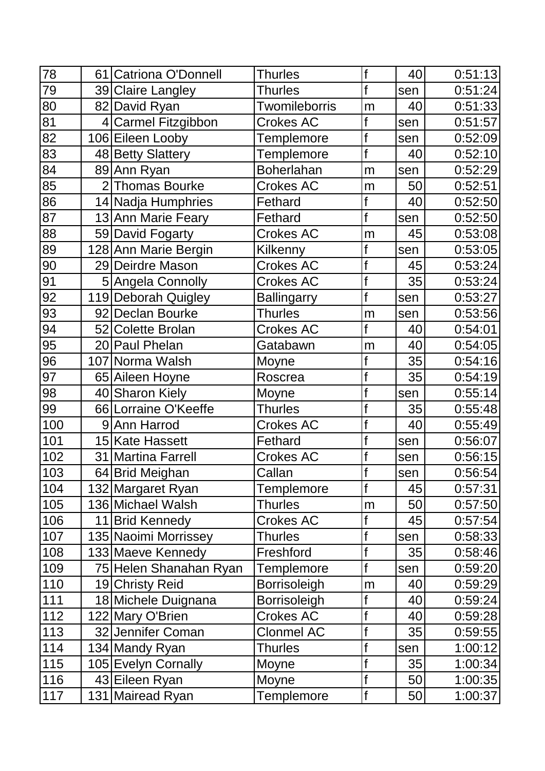| 78 | 61 | Catriona O'Donnell | Thurles | f | 40 | 0:51:13 |
|---|---|---|---|---|---|---|
| 79 | 39 | Claire Langley | Thurles | f | sen | 0:51:24 |
| 80 | 82 | David Ryan | Twomileborris | m | 40 | 0:51:33 |
| 81 | 4 | Carmel Fitzgibbon | Crokes AC | f | sen | 0:51:57 |
| 82 | 106 | Eileen Looby | Templemore | f | sen | 0:52:09 |
| 83 | 48 | Betty Slattery | Templemore | f | 40 | 0:52:10 |
| 84 | 89 | Ann Ryan | Boherlahan | m | sen | 0:52:29 |
| 85 | 2 | Thomas Bourke | Crokes AC | m | 50 | 0:52:51 |
| 86 | 14 | Nadja Humphries | Fethard | f | 40 | 0:52:50 |
| 87 | 13 | Ann Marie Feary | Fethard | f | sen | 0:52:50 |
| 88 | 59 | David Fogarty | Crokes AC | m | 45 | 0:53:08 |
| 89 | 128 | Ann Marie Bergin | Kilkenny | f | sen | 0:53:05 |
| 90 | 29 | Deirdre Mason | Crokes AC | f | 45 | 0:53:24 |
| 91 | 5 | Angela Connolly | Crokes AC | f | 35 | 0:53:24 |
| 92 | 119 | Deborah Quigley | Ballingarry | f | sen | 0:53:27 |
| 93 | 92 | Declan Bourke | Thurles | m | sen | 0:53:56 |
| 94 | 52 | Colette Brolan | Crokes AC | f | 40 | 0:54:01 |
| 95 | 20 | Paul Phelan | Gatabawn | m | 40 | 0:54:05 |
| 96 | 107 | Norma Walsh | Moyne | f | 35 | 0:54:16 |
| 97 | 65 | Aileen Hoyne | Roscrea | f | 35 | 0:54:19 |
| 98 | 40 | Sharon Kiely | Moyne | f | sen | 0:55:14 |
| 99 | 66 | Lorraine O'Keeffe | Thurles | f | 35 | 0:55:48 |
| 100 | 9 | Ann Harrod | Crokes AC | f | 40 | 0:55:49 |
| 101 | 15 | Kate Hassett | Fethard | f | sen | 0:56:07 |
| 102 | 31 | Martina Farrell | Crokes AC | f | sen | 0:56:15 |
| 103 | 64 | Brid Meighan | Callan | f | sen | 0:56:54 |
| 104 | 132 | Margaret Ryan | Templemore | f | 45 | 0:57:31 |
| 105 | 136 | Michael Walsh | Thurles | m | 50 | 0:57:50 |
| 106 | 11 | Brid Kennedy | Crokes AC | f | 45 | 0:57:54 |
| 107 | 135 | Naoimi Morrissey | Thurles | f | sen | 0:58:33 |
| 108 | 133 | Maeve Kennedy | Freshford | f | 35 | 0:58:46 |
| 109 | 75 | Helen Shanahan Ryan | Templemore | f | sen | 0:59:20 |
| 110 | 19 | Christy Reid | Borrisoleigh | m | 40 | 0:59:29 |
| 111 | 18 | Michele Duignana | Borrisoleigh | f | 40 | 0:59:24 |
| 112 | 122 | Mary O'Brien | Crokes AC | f | 40 | 0:59:28 |
| 113 | 32 | Jennifer Coman | Clonmel AC | f | 35 | 0:59:55 |
| 114 | 134 | Mandy Ryan | Thurles | f | sen | 1:00:12 |
| 115 | 105 | Evelyn Cornally | Moyne | f | 35 | 1:00:34 |
| 116 | 43 | Eileen Ryan | Moyne | f | 50 | 1:00:35 |
| 117 | 131 | Mairead Ryan | Templemore | f | 50 | 1:00:37 |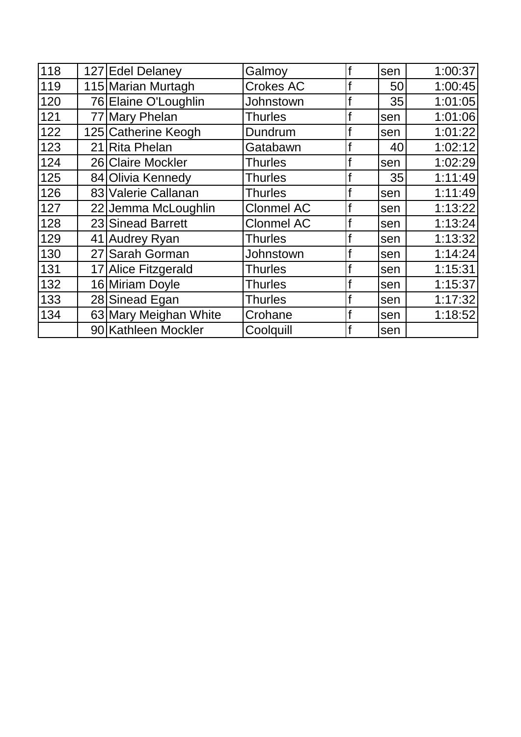| | | | | | | |
|---|---|---|---|---|---|---|
| 118 | 127 | Edel Delaney | Galmoy | f | sen | 1:00:37 |
| 119 | 115 | Marian Murtagh | Crokes AC | f | 50 | 1:00:45 |
| 120 | 76 | Elaine O'Loughlin | Johnstown | f | 35 | 1:01:05 |
| 121 | 77 | Mary Phelan | Thurles | f | sen | 1:01:06 |
| 122 | 125 | Catherine Keogh | Dundrum | f | sen | 1:01:22 |
| 123 | 21 | Rita Phelan | Gatabawn | f | 40 | 1:02:12 |
| 124 | 26 | Claire Mockler | Thurles | f | sen | 1:02:29 |
| 125 | 84 | Olivia Kennedy | Thurles | f | 35 | 1:11:49 |
| 126 | 83 | Valerie Callanan | Thurles | f | sen | 1:11:49 |
| 127 | 22 | Jemma McLoughlin | Clonmel AC | f | sen | 1:13:22 |
| 128 | 23 | Sinead Barrett | Clonmel AC | f | sen | 1:13:24 |
| 129 | 41 | Audrey Ryan | Thurles | f | sen | 1:13:32 |
| 130 | 27 | Sarah Gorman | Johnstown | f | sen | 1:14:24 |
| 131 | 17 | Alice Fitzgerald | Thurles | f | sen | 1:15:31 |
| 132 | 16 | Miriam Doyle | Thurles | f | sen | 1:15:37 |
| 133 | 28 | Sinead Egan | Thurles | f | sen | 1:17:32 |
| 134 | 63 | Mary Meighan White | Crohane | f | sen | 1:18:52 |
| | 90 | Kathleen Mockler | Coolquill | f | sen | |